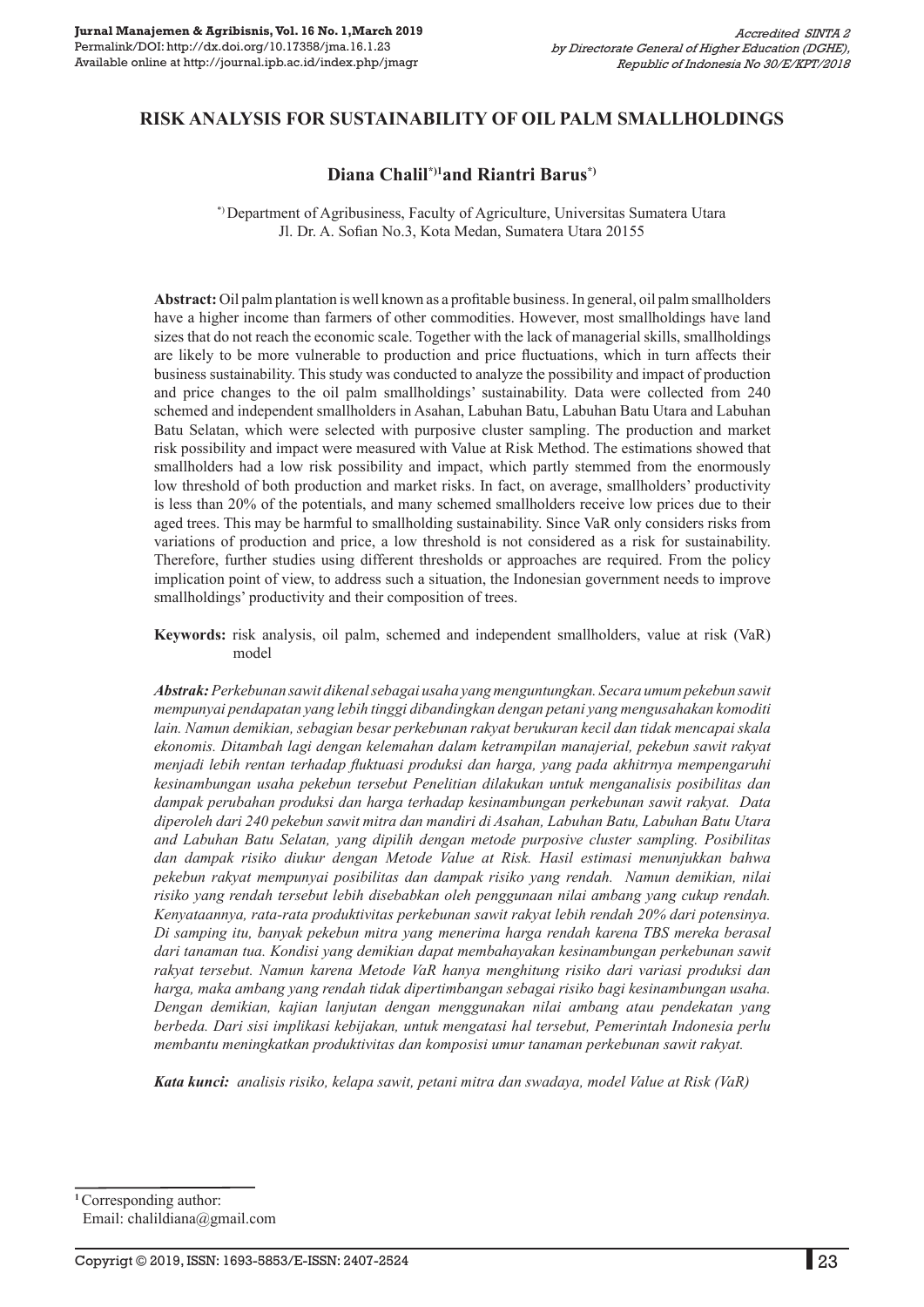# RISK ANALYSIS FOR SUSTAINABILITY OF OIL PALM SMALLHOLDINGS

**Diana Chalil[*)1] and Riantri Barus[*)]**

[*)] Department of Agribusiness, Faculty of Agriculture, Universitas Sumatera Utara
Jl. Dr. A. Sofian No.3, Kota Medan, Sumatera Utara 20155

**Abstract:** Oil palm plantation is well known as a profitable business. In general, oil palm smallholders have a higher income than farmers of other commodities. However, most smallholdings have land sizes that do not reach the economic scale. Together with the lack of managerial skills, smallholdings are likely to be more vulnerable to production and price fluctuations, which in turn affects their business sustainability. This study was conducted to analyze the possibility and impact of production and price changes to the oil palm smallholdings' sustainability. Data were collected from 240 schemed and independent smallholders in Asahan, Labuhan Batu, Labuhan Batu Utara and Labuhan Batu Selatan, which were selected with purposive cluster sampling. The production and market risk possibility and impact were measured with Value at Risk Method. The estimations showed that smallholders had a low risk possibility and impact, which partly stemmed from the enormously low threshold of both production and market risks. In fact, on average, smallholders' productivity is less than 20% of the potentials, and many schemed smallholders receive low prices due to their aged trees. This may be harmful to smallholding sustainability. Since VaR only considers risks from variations of production and price, a low threshold is not considered as a risk for sustainability. Therefore, further studies using different thresholds or approaches are required. From the policy implication point of view, to address such a situation, the Indonesian government needs to improve smallholdings' productivity and their composition of trees.

**Keywords:** risk analysis, oil palm, schemed and independent smallholders, value at risk (VaR) model

***Abstrak:*** *Perkebunan sawit dikenal sebagai usaha yang menguntungkan. Secara umum pekebun sawit mempunyai pendapatan yang lebih tinggi dibandingkan dengan petani yang mengusahakan komoditi lain. Namun demikian, sebagian besar perkebunan rakyat berukuran kecil dan tidak mencapai skala ekonomis. Ditambah lagi dengan kelemahan dalam ketrampilan manajerial, pekebun sawit rakyat menjadi lebih rentan terhadap fluktuasi produksi dan harga, yang pada akhitrnya mempengaruhi kesinambungan usaha pekebun tersebut Penelitian dilakukan untuk menganalisis posibilitas dan dampak perubahan produksi dan harga terhadap kesinambungan perkebunan sawit rakyat. Data diperoleh dari 240 pekebun sawit mitra dan mandiri di Asahan, Labuhan Batu, Labuhan Batu Utara and Labuhan Batu Selatan, yang dipilih dengan metode purposive cluster sampling. Posibilitas dan dampak risiko diukur dengan Metode Value at Risk. Hasil estimasi menunjukkan bahwa pekebun rakyat mempunyai posibilitas dan dampak risiko yang rendah. Namun demikian, nilai risiko yang rendah tersebut lebih disebabkan oleh penggunaan nilai ambang yang cukup rendah. Kenyataannya, rata-rata produktivitas perkebunan sawit rakyat lebih rendah 20% dari potensinya. Di samping itu, banyak pekebun mitra yang menerima harga rendah karena TBS mereka berasal dari tanaman tua. Kondisi yang demikian dapat membahayakan kesinambungan perkebunan sawit rakyat tersebut. Namun karena Metode VaR hanya menghitung risiko dari variasi produksi dan harga, maka ambang yang rendah tidak dipertimbangan sebagai risiko bagi kesinambungan usaha. Dengan demikian, kajian lanjutan dengan menggunakan nilai ambang atau pendekatan yang berbeda. Dari sisi implikasi kebijakan, untuk mengatasi hal tersebut, Pemerintah Indonesia perlu membantu meningkatkan produktivitas dan komposisi umur tanaman perkebunan sawit rakyat.*

***Kata kunci:*** *analisis risiko, kelapa sawit, petani mitra dan swadaya, model Value at Risk (VaR)*

[1] Corresponding author:
Email: chalildiana@gmail.com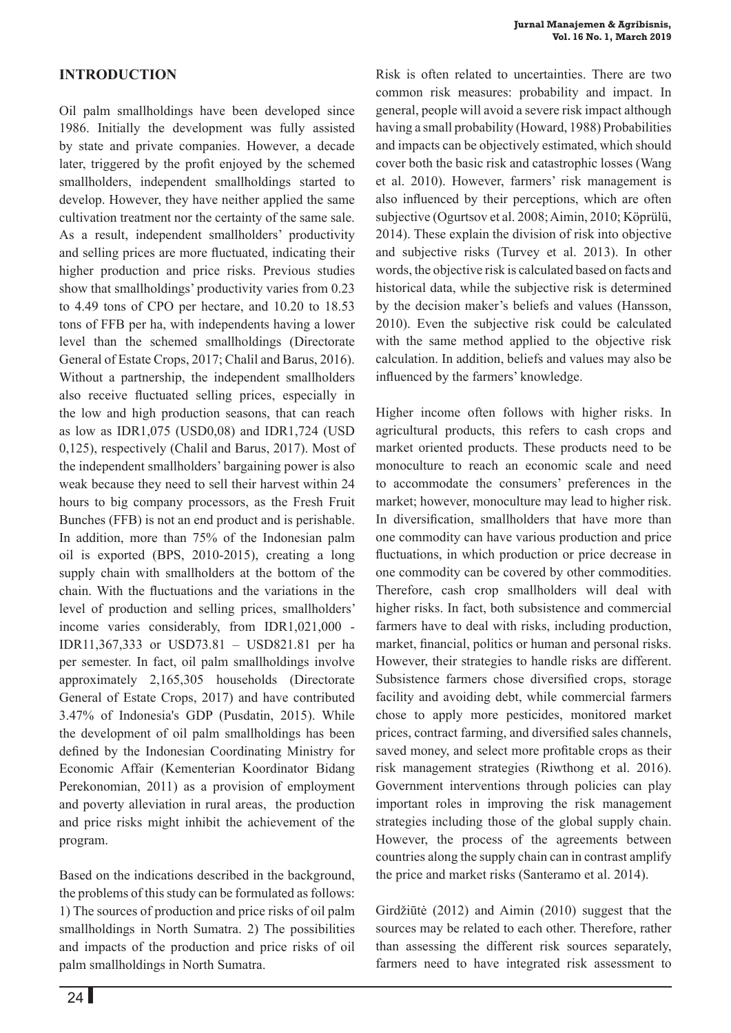## INTRODUCTION

Oil palm smallholdings have been developed since 1986. Initially the development was fully assisted by state and private companies. However, a decade later, triggered by the profit enjoyed by the schemed smallholders, independent smallholdings started to develop. However, they have neither applied the same cultivation treatment nor the certainty of the same sale. As a result, independent smallholders' productivity and selling prices are more fluctuated, indicating their higher production and price risks. Previous studies show that smallholdings' productivity varies from 0.23 to 4.49 tons of CPO per hectare, and 10.20 to 18.53 tons of FFB per ha, with independents having a lower level than the schemed smallholdings (Directorate General of Estate Crops, 2017; Chalil and Barus, 2016). Without a partnership, the independent smallholders also receive fluctuated selling prices, especially in the low and high production seasons, that can reach as low as IDR1,075 (USD0,08) and IDR1,724 (USD 0,125), respectively (Chalil and Barus, 2017). Most of the independent smallholders' bargaining power is also weak because they need to sell their harvest within 24 hours to big company processors, as the Fresh Fruit Bunches (FFB) is not an end product and is perishable. In addition, more than 75% of the Indonesian palm oil is exported (BPS, 2010-2015), creating a long supply chain with smallholders at the bottom of the chain. With the fluctuations and the variations in the level of production and selling prices, smallholders' income varies considerably, from IDR1,021,000 - IDR11,367,333 or USD73.81 – USD821.81 per ha per semester. In fact, oil palm smallholdings involve approximately 2,165,305 households (Directorate General of Estate Crops, 2017) and have contributed 3.47% of Indonesia's GDP (Pusdatin, 2015). While the development of oil palm smallholdings has been defined by the Indonesian Coordinating Ministry for Economic Affair (Kementerian Koordinator Bidang Perekonomian, 2011) as a provision of employment and poverty alleviation in rural areas, the production and price risks might inhibit the achievement of the program.

Based on the indications described in the background, the problems of this study can be formulated as follows: 1) The sources of production and price risks of oil palm smallholdings in North Sumatra. 2) The possibilities and impacts of the production and price risks of oil palm smallholdings in North Sumatra.

Risk is often related to uncertainties. There are two common risk measures: probability and impact. In general, people will avoid a severe risk impact although having a small probability (Howard, 1988) Probabilities and impacts can be objectively estimated, which should cover both the basic risk and catastrophic losses (Wang et al. 2010). However, farmers' risk management is also influenced by their perceptions, which are often subjective (Ogurtsov et al. 2008; Aimin, 2010; Köprülü, 2014). These explain the division of risk into objective and subjective risks (Turvey et al. 2013). In other words, the objective risk is calculated based on facts and historical data, while the subjective risk is determined by the decision maker's beliefs and values (Hansson, 2010). Even the subjective risk could be calculated with the same method applied to the objective risk calculation. In addition, beliefs and values may also be influenced by the farmers' knowledge.

Higher income often follows with higher risks. In agricultural products, this refers to cash crops and market oriented products. These products need to be monoculture to reach an economic scale and need to accommodate the consumers' preferences in the market; however, monoculture may lead to higher risk. In diversification, smallholders that have more than one commodity can have various production and price fluctuations, in which production or price decrease in one commodity can be covered by other commodities. Therefore, cash crop smallholders will deal with higher risks. In fact, both subsistence and commercial farmers have to deal with risks, including production, market, financial, politics or human and personal risks. However, their strategies to handle risks are different. Subsistence farmers chose diversified crops, storage facility and avoiding debt, while commercial farmers chose to apply more pesticides, monitored market prices, contract farming, and diversified sales channels, saved money, and select more profitable crops as their risk management strategies (Riwthong et al. 2016). Government interventions through policies can play important roles in improving the risk management strategies including those of the global supply chain. However, the process of the agreements between countries along the supply chain can in contrast amplify the price and market risks (Santeramo et al. 2014).

Girdžiūtė (2012) and Aimin (2010) suggest that the sources may be related to each other. Therefore, rather than assessing the different risk sources separately, farmers need to have integrated risk assessment to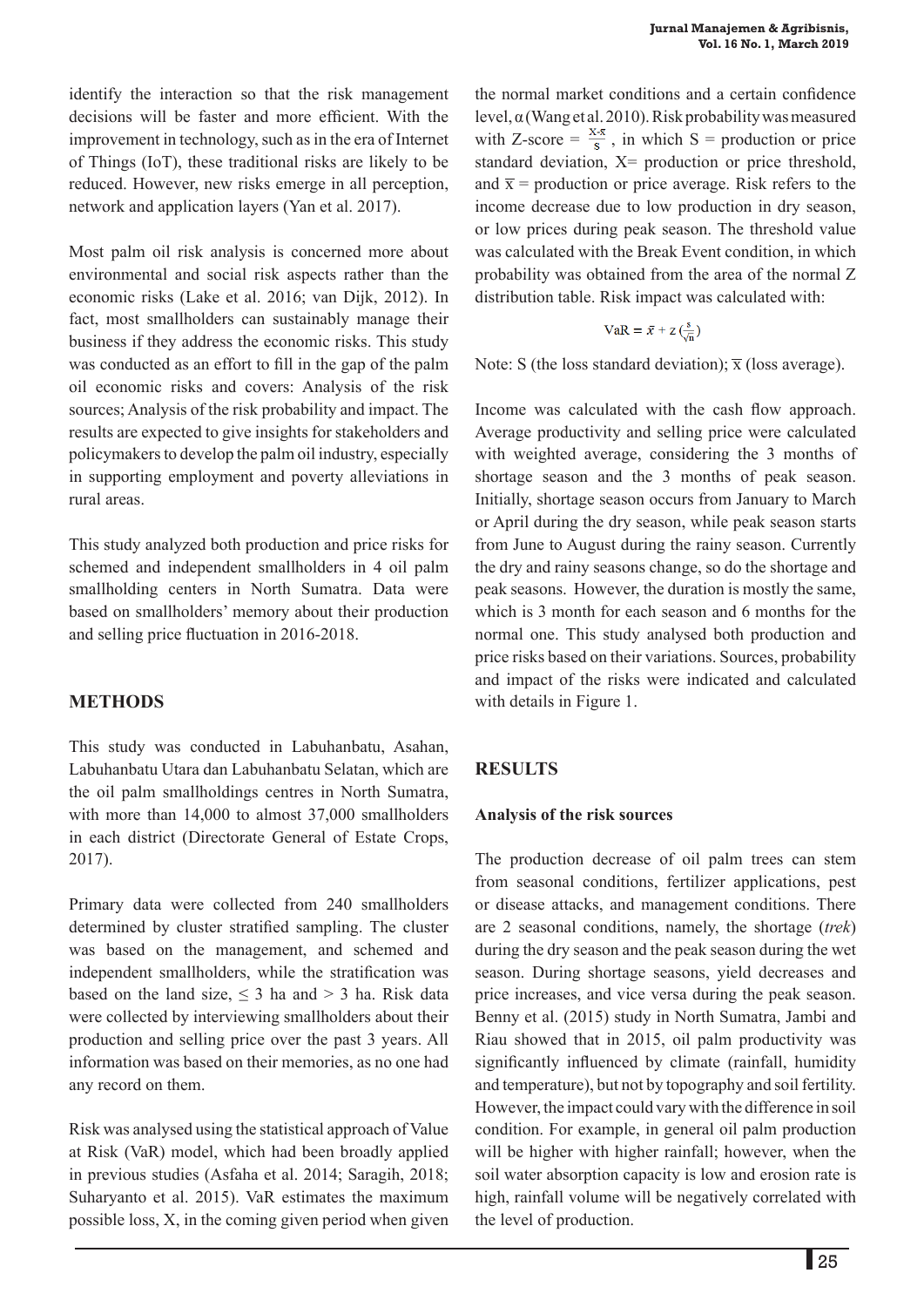identify the interaction so that the risk management decisions will be faster and more efficient. With the improvement in technology, such as in the era of Internet of Things (IoT), these traditional risks are likely to be reduced. However, new risks emerge in all perception, network and application layers (Yan et al. 2017).

Most palm oil risk analysis is concerned more about environmental and social risk aspects rather than the economic risks (Lake et al. 2016; van Dijk, 2012). In fact, most smallholders can sustainably manage their business if they address the economic risks. This study was conducted as an effort to fill in the gap of the palm oil economic risks and covers: Analysis of the risk sources; Analysis of the risk probability and impact. The results are expected to give insights for stakeholders and policymakers to develop the palm oil industry, especially in supporting employment and poverty alleviations in rural areas.

This study analyzed both production and price risks for schemed and independent smallholders in 4 oil palm smallholding centers in North Sumatra. Data were based on smallholders' memory about their production and selling price fluctuation in 2016-2018.

## METHODS

This study was conducted in Labuhanbatu, Asahan, Labuhanbatu Utara dan Labuhanbatu Selatan, which are the oil palm smallholdings centres in North Sumatra, with more than 14,000 to almost 37,000 smallholders in each district (Directorate General of Estate Crops, 2017).

Primary data were collected from 240 smallholders determined by cluster stratified sampling. The cluster was based on the management, and schemed and independent smallholders, while the stratification was based on the land size, $\leq 3$ ha and $> 3$ ha. Risk data were collected by interviewing smallholders about their production and selling price over the past 3 years. All information was based on their memories, as no one had any record on them.

Risk was analysed using the statistical approach of Value at Risk (VaR) model, which had been broadly applied in previous studies (Asfaha et al. 2014; Saragih, 2018; Suharyanto et al. 2015). VaR estimates the maximum possible loss, X, in the coming given period when given the normal market conditions and a certain confidence level, $\alpha$ (Wang et al. 2010). Risk probability was measured with Z-score = $\frac{X-\bar{x}}{S}$, in which S = production or price standard deviation, X= production or price threshold, and $\bar{x}$ = production or price average. Risk refers to the income decrease due to low production in dry season, or low prices during peak season. The threshold value was calculated with the Break Event condition, in which probability was obtained from the area of the normal Z distribution table. Risk impact was calculated with:

$$\mathrm{VaR} = \bar{x} + z\left(\frac{s}{\sqrt{n}}\right)$$

Note: S (the loss standard deviation); $\bar{x}$ (loss average).

Income was calculated with the cash flow approach. Average productivity and selling price were calculated with weighted average, considering the 3 months of shortage season and the 3 months of peak season. Initially, shortage season occurs from January to March or April during the dry season, while peak season starts from June to August during the rainy season. Currently the dry and rainy seasons change, so do the shortage and peak seasons. However, the duration is mostly the same, which is 3 month for each season and 6 months for the normal one. This study analysed both production and price risks based on their variations. Sources, probability and impact of the risks were indicated and calculated with details in Figure 1.

## RESULTS

### Analysis of the risk sources

The production decrease of oil palm trees can stem from seasonal conditions, fertilizer applications, pest or disease attacks, and management conditions. There are 2 seasonal conditions, namely, the shortage (*trek*) during the dry season and the peak season during the wet season. During shortage seasons, yield decreases and price increases, and vice versa during the peak season. Benny et al. (2015) study in North Sumatra, Jambi and Riau showed that in 2015, oil palm productivity was significantly influenced by climate (rainfall, humidity and temperature), but not by topography and soil fertility. However, the impact could vary with the difference in soil condition. For example, in general oil palm production will be higher with higher rainfall; however, when the soil water absorption capacity is low and erosion rate is high, rainfall volume will be negatively correlated with the level of production.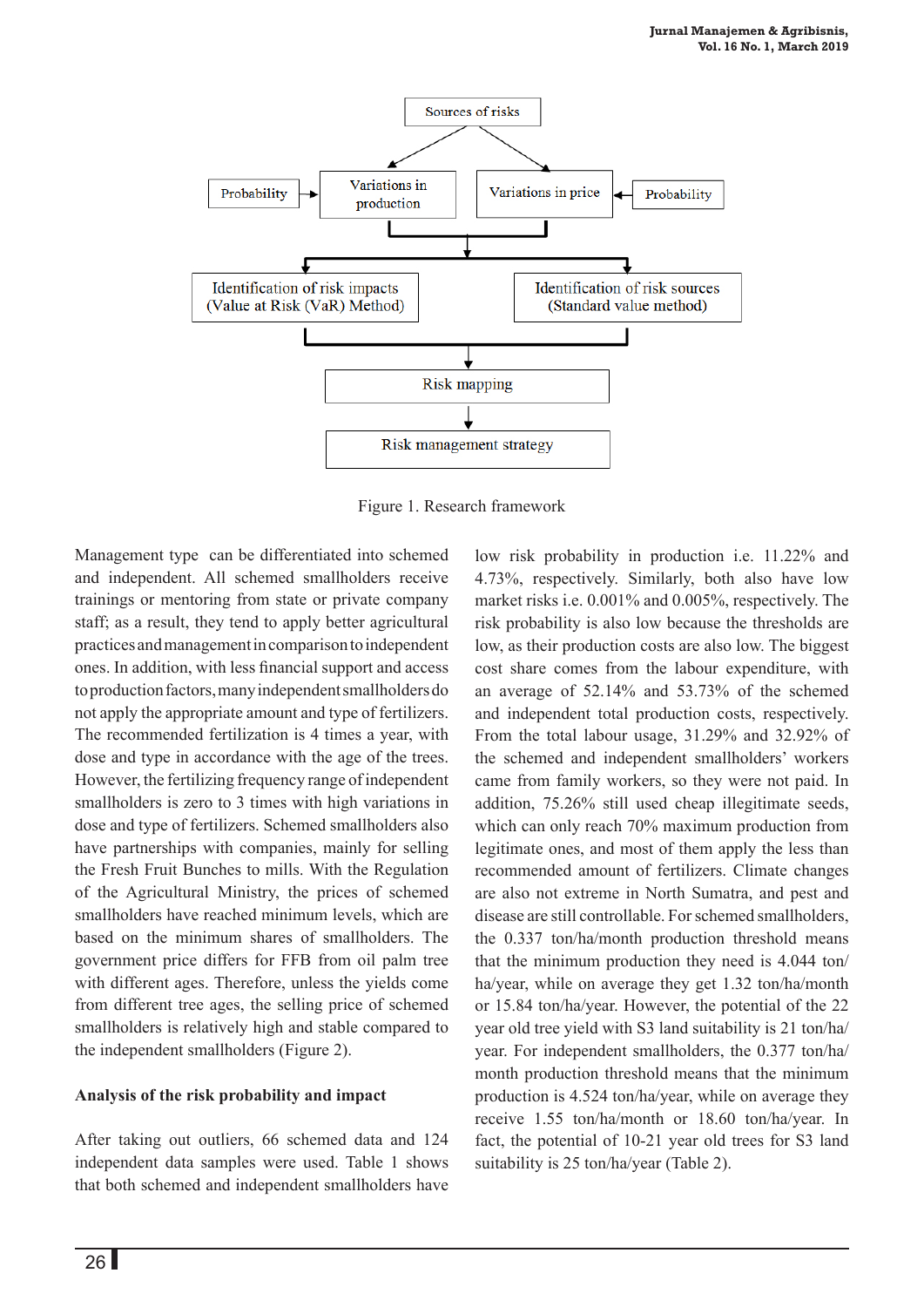Figure 1. Research framework

Management type can be differentiated into schemed and independent. All schemed smallholders receive trainings or mentoring from state or private company staff; as a result, they tend to apply better agricultural practices and management in comparison to independent ones. In addition, with less financial support and access to production factors, many independent smallholders do not apply the appropriate amount and type of fertilizers. The recommended fertilization is 4 times a year, with dose and type in accordance with the age of the trees. However, the fertilizing frequency range of independent smallholders is zero to 3 times with high variations in dose and type of fertilizers. Schemed smallholders also have partnerships with companies, mainly for selling the Fresh Fruit Bunches to mills. With the Regulation of the Agricultural Ministry, the prices of schemed smallholders have reached minimum levels, which are based on the minimum shares of smallholders. The government price differs for FFB from oil palm tree with different ages. Therefore, unless the yields come from different tree ages, the selling price of schemed smallholders is relatively high and stable compared to the independent smallholders (Figure 2).

**Analysis of the risk probability and impact**

After taking out outliers, 66 schemed data and 124 independent data samples were used. Table 1 shows that both schemed and independent smallholders have low risk probability in production i.e. 11.22% and 4.73%, respectively. Similarly, both also have low market risks i.e. 0.001% and 0.005%, respectively. The risk probability is also low because the thresholds are low, as their production costs are also low. The biggest cost share comes from the labour expenditure, with an average of 52.14% and 53.73% of the schemed and independent total production costs, respectively. From the total labour usage, 31.29% and 32.92% of the schemed and independent smallholders' workers came from family workers, so they were not paid. In addition, 75.26% still used cheap illegitimate seeds, which can only reach 70% maximum production from legitimate ones, and most of them apply the less than recommended amount of fertilizers. Climate changes are also not extreme in North Sumatra, and pest and disease are still controllable. For schemed smallholders, the 0.337 ton/ha/month production threshold means that the minimum production they need is 4.044 ton/ha/year, while on average they get 1.32 ton/ha/month or 15.84 ton/ha/year. However, the potential of the 22 year old tree yield with S3 land suitability is 21 ton/ha/year. For independent smallholders, the 0.377 ton/ha/month production threshold means that the minimum production is 4.524 ton/ha/year, while on average they receive 1.55 ton/ha/month or 18.60 ton/ha/year. In fact, the potential of 10-21 year old trees for S3 land suitability is 25 ton/ha/year (Table 2).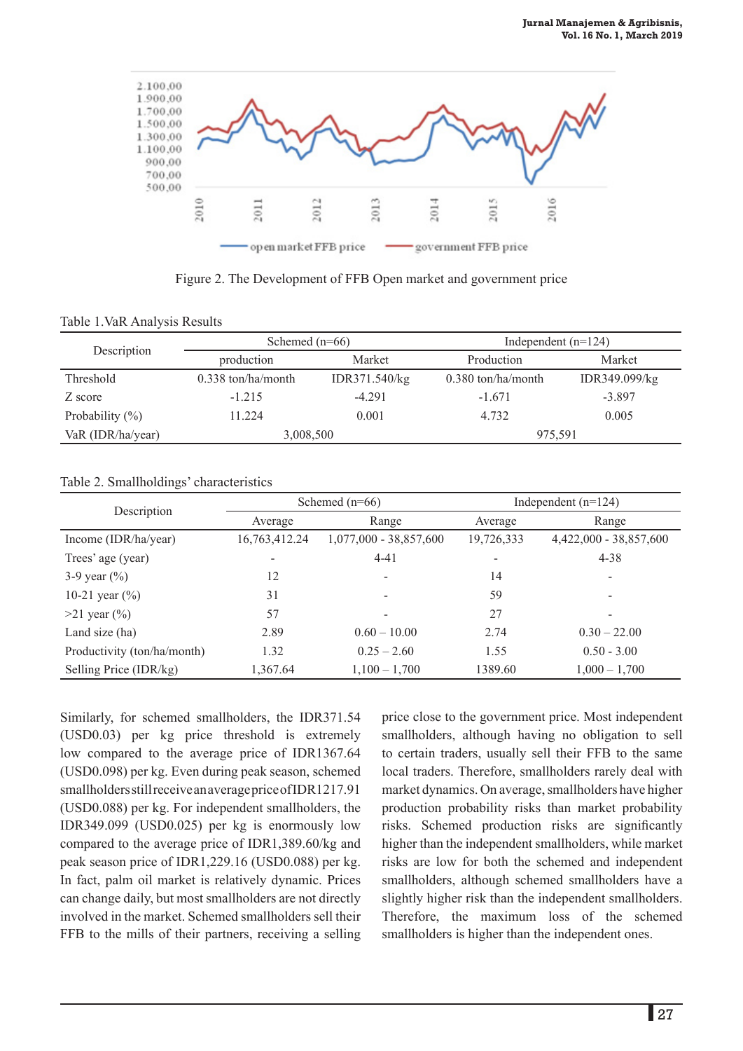Figure 2. The Development of FFB Open market and government price

Table 1.VaR Analysis Results

| Description | Schemed (n=66) | | Independent (n=124) | |
|---|---|---|---|---|
| | production | Market | Production | Market |
| Threshold | 0.338 ton/ha/month | IDR371.540/kg | 0.380 ton/ha/month | IDR349.099/kg |
| Z score | -1.215 | -4.291 | -1.671 | -3.897 |
| Probability (%) | 11.224 | 0.001 | 4.732 | 0.005 |
| VaR (IDR/ha/year) | 3,008,500 | | 975,591 | |

Table 2. Smallholdings' characteristics

| Description | Schemed (n=66) | | Independent (n=124) | |
|---|---|---|---|---|
| | Average | Range | Average | Range |
| Income (IDR/ha/year) | 16,763,412.24 | 1,077,000 - 38,857,600 | 19,726,333 | 4,422,000 - 38,857,600 |
| Trees' age (year) | - | 4-41 | - | 4-38 |
| 3-9 year (%) | 12 | - | 14 | - |
| 10-21 year (%) | 31 | - | 59 | - |
| >21 year (%) | 57 | - | 27 | - |
| Land size (ha) | 2.89 | 0.60 – 10.00 | 2.74 | 0.30 – 22.00 |
| Productivity (ton/ha/month) | 1.32 | 0.25 – 2.60 | 1.55 | 0.50 - 3.00 |
| Selling Price (IDR/kg) | 1,367.64 | 1,100 – 1,700 | 1389.60 | 1,000 – 1,700 |

Similarly, for schemed smallholders, the IDR371.54 (USD0.03) per kg price threshold is extremely low compared to the average price of IDR1367.64 (USD0.098) per kg. Even during peak season, schemed smallholders still receive an average price of IDR1217.91 (USD0.088) per kg. For independent smallholders, the IDR349.099 (USD0.025) per kg is enormously low compared to the average price of IDR1,389.60/kg and peak season price of IDR1,229.16 (USD0.088) per kg. In fact, palm oil market is relatively dynamic. Prices can change daily, but most smallholders are not directly involved in the market. Schemed smallholders sell their FFB to the mills of their partners, receiving a selling price close to the government price. Most independent smallholders, although having no obligation to sell to certain traders, usually sell their FFB to the same local traders. Therefore, smallholders rarely deal with market dynamics. On average, smallholders have higher production probability risks than market probability risks. Schemed production risks are significantly higher than the independent smallholders, while market risks are low for both the schemed and independent smallholders, although schemed smallholders have a slightly higher risk than the independent smallholders. Therefore, the maximum loss of the schemed smallholders is higher than the independent ones.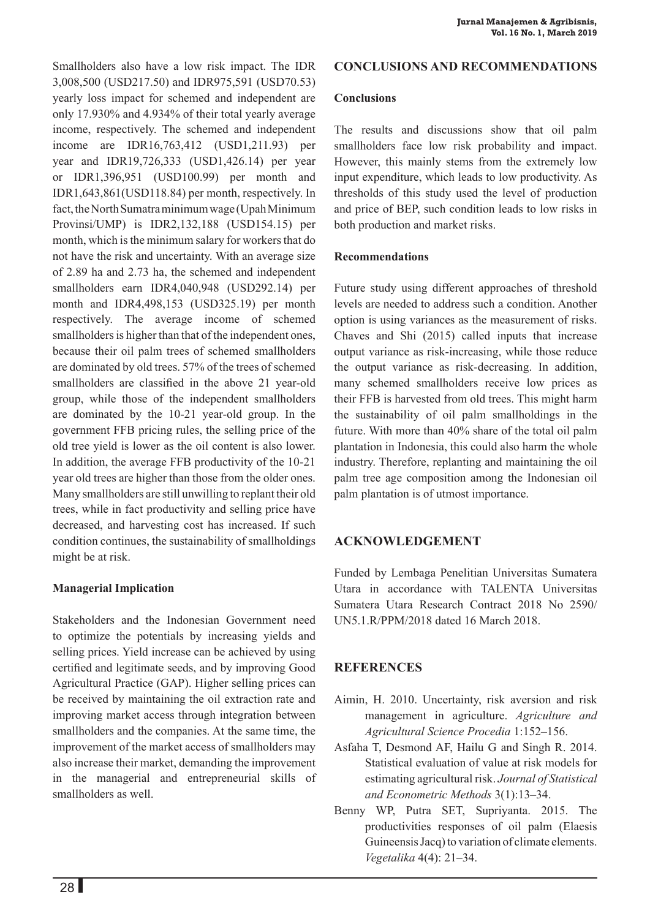Smallholders also have a low risk impact. The IDR 3,008,500 (USD217.50) and IDR975,591 (USD70.53) yearly loss impact for schemed and independent are only 17.930% and 4.934% of their total yearly average income, respectively. The schemed and independent income are IDR16,763,412 (USD1,211.93) per year and IDR19,726,333 (USD1,426.14) per year or IDR1,396,951 (USD100.99) per month and IDR1,643,861(USD118.84) per month, respectively. In fact, the North Sumatra minimum wage (Upah Minimum Provinsi/UMP) is IDR2,132,188 (USD154.15) per month, which is the minimum salary for workers that do not have the risk and uncertainty. With an average size of 2.89 ha and 2.73 ha, the schemed and independent smallholders earn IDR4,040,948 (USD292.14) per month and IDR4,498,153 (USD325.19) per month respectively. The average income of schemed smallholders is higher than that of the independent ones, because their oil palm trees of schemed smallholders are dominated by old trees. 57% of the trees of schemed smallholders are classified in the above 21 year-old group, while those of the independent smallholders are dominated by the 10-21 year-old group. In the government FFB pricing rules, the selling price of the old tree yield is lower as the oil content is also lower. In addition, the average FFB productivity of the 10-21 year old trees are higher than those from the older ones. Many smallholders are still unwilling to replant their old trees, while in fact productivity and selling price have decreased, and harvesting cost has increased. If such condition continues, the sustainability of smallholdings might be at risk.

### Managerial Implication

Stakeholders and the Indonesian Government need to optimize the potentials by increasing yields and selling prices. Yield increase can be achieved by using certified and legitimate seeds, and by improving Good Agricultural Practice (GAP). Higher selling prices can be received by maintaining the oil extraction rate and improving market access through integration between smallholders and the companies. At the same time, the improvement of the market access of smallholders may also increase their market, demanding the improvement in the managerial and entrepreneurial skills of smallholders as well.

## CONCLUSIONS AND RECOMMENDATIONS

### Conclusions

The results and discussions show that oil palm smallholders face low risk probability and impact. However, this mainly stems from the extremely low input expenditure, which leads to low productivity. As thresholds of this study used the level of production and price of BEP, such condition leads to low risks in both production and market risks.

### Recommendations

Future study using different approaches of threshold levels are needed to address such a condition. Another option is using variances as the measurement of risks. Chaves and Shi (2015) called inputs that increase output variance as risk-increasing, while those reduce the output variance as risk-decreasing. In addition, many schemed smallholders receive low prices as their FFB is harvested from old trees. This might harm the sustainability of oil palm smallholdings in the future. With more than 40% share of the total oil palm plantation in Indonesia, this could also harm the whole industry. Therefore, replanting and maintaining the oil palm tree age composition among the Indonesian oil palm plantation is of utmost importance.

## ACKNOWLEDGEMENT

Funded by Lembaga Penelitian Universitas Sumatera Utara in accordance with TALENTA Universitas Sumatera Utara Research Contract 2018 No 2590/ UN5.1.R/PPM/2018 dated 16 March 2018.

## REFERENCES

Aimin, H. 2010. Uncertainty, risk aversion and risk management in agriculture. *Agriculture and Agricultural Science Procedia* 1:152–156.

Asfaha T, Desmond AF, Hailu G and Singh R. 2014. Statistical evaluation of value at risk models for estimating agricultural risk. *Journal of Statistical and Econometric Methods* 3(1):13–34.

Benny WP, Putra SET, Supriyanta. 2015. The productivities responses of oil palm (Elaesis Guineensis Jacq) to variation of climate elements. *Vegetalika* 4(4): 21–34.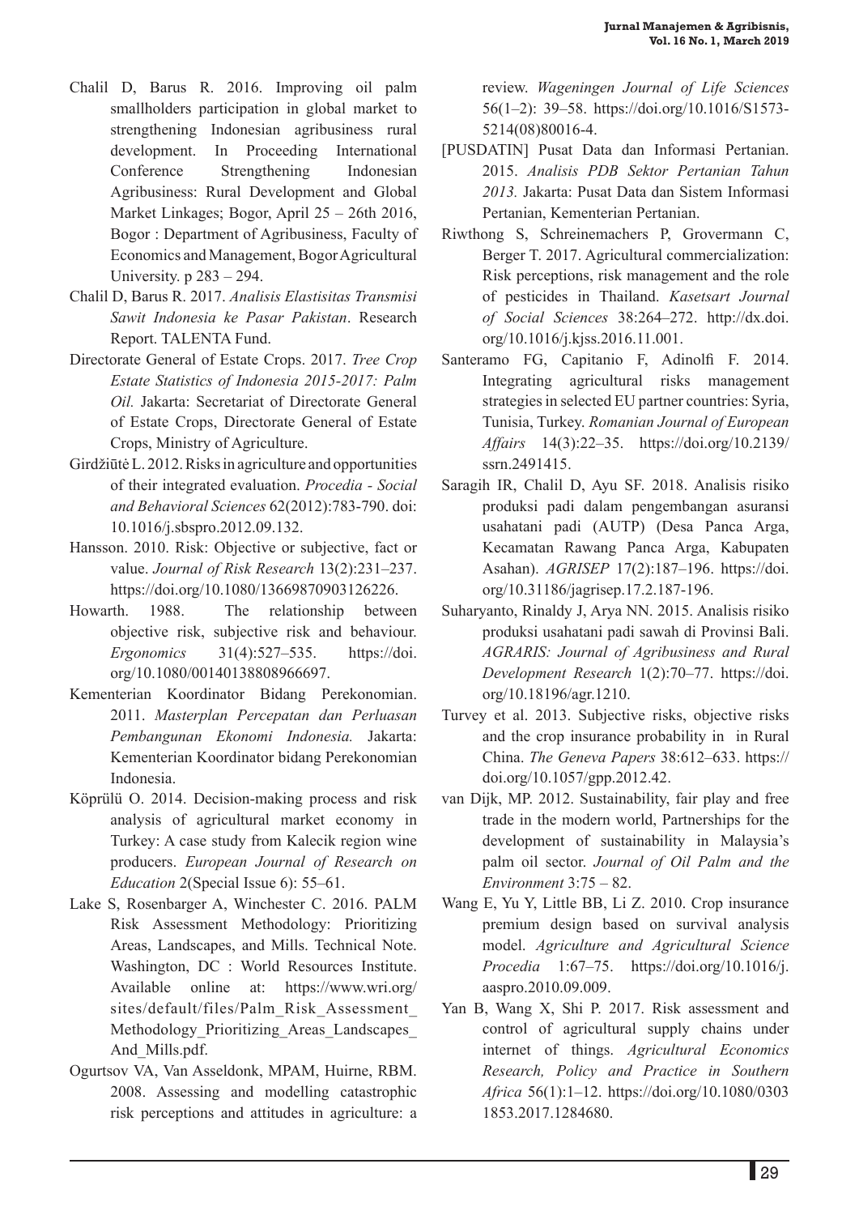Chalil D, Barus R. 2016. Improving oil palm smallholders participation in global market to strengthening Indonesian agribusiness rural development. In Proceeding International Conference Strengthening Indonesian Agribusiness: Rural Development and Global Market Linkages; Bogor, April 25 – 26th 2016, Bogor : Department of Agribusiness, Faculty of Economics and Management, Bogor Agricultural University. p 283 – 294.

Chalil D, Barus R. 2017. *Analisis Elastisitas Transmisi Sawit Indonesia ke Pasar Pakistan*. Research Report. TALENTA Fund.

Directorate General of Estate Crops. 2017. *Tree Crop Estate Statistics of Indonesia 2015-2017: Palm Oil.* Jakarta: Secretariat of Directorate General of Estate Crops, Directorate General of Estate Crops, Ministry of Agriculture.

Girdžiūtė L. 2012. Risks in agriculture and opportunities of their integrated evaluation. *Procedia - Social and Behavioral Sciences* 62(2012):783-790. doi: 10.1016/j.sbspro.2012.09.132.

Hansson. 2010. Risk: Objective or subjective, fact or value. *Journal of Risk Research* 13(2):231–237. https://doi.org/10.1080/13669870903126226.

Howarth. 1988. The relationship between objective risk, subjective risk and behaviour. *Ergonomics* 31(4):527–535. https://doi.org/10.1080/00140138808966697.

Kementerian Koordinator Bidang Perekonomian. 2011. *Masterplan Percepatan dan Perluasan Pembangunan Ekonomi Indonesia.* Jakarta: Kementerian Koordinator bidang Perekonomian Indonesia.

Köprülü O. 2014. Decision-making process and risk analysis of agricultural market economy in Turkey: A case study from Kalecik region wine producers. *European Journal of Research on Education* 2(Special Issue 6): 55–61.

Lake S, Rosenbarger A, Winchester C. 2016. PALM Risk Assessment Methodology: Prioritizing Areas, Landscapes, and Mills. Technical Note. Washington, DC : World Resources Institute. Available online at: https://www.wri.org/sites/default/files/Palm_Risk_Assessment_Methodology_Prioritizing_Areas_Landscapes_And_Mills.pdf.

Ogurtsov VA, Van Asseldonk, MPAM, Huirne, RBM. 2008. Assessing and modelling catastrophic risk perceptions and attitudes in agriculture: a review. *Wageningen Journal of Life Sciences* 56(1–2): 39–58. https://doi.org/10.1016/S1573-5214(08)80016-4.

[PUSDATIN] Pusat Data dan Informasi Pertanian. 2015. *Analisis PDB Sektor Pertanian Tahun 2013.* Jakarta: Pusat Data dan Sistem Informasi Pertanian, Kementerian Pertanian.

Riwthong S, Schreinemachers P, Grovermann C, Berger T. 2017. Agricultural commercialization: Risk perceptions, risk management and the role of pesticides in Thailand. *Kasetsart Journal of Social Sciences* 38:264–272. http://dx.doi.org/10.1016/j.kjss.2016.11.001.

Santeramo FG, Capitanio F, Adinolfi F. 2014. Integrating agricultural risks management strategies in selected EU partner countries: Syria, Tunisia, Turkey. *Romanian Journal of European Affairs* 14(3):22–35. https://doi.org/10.2139/ssrn.2491415.

Saragih IR, Chalil D, Ayu SF. 2018. Analisis risiko produksi padi dalam pengembangan asuransi usahatani padi (AUTP) (Desa Panca Arga, Kecamatan Rawang Panca Arga, Kabupaten Asahan). *AGRISEP* 17(2):187–196. https://doi.org/10.31186/jagrisep.17.2.187-196.

Suharyanto, Rinaldy J, Arya NN. 2015. Analisis risiko produksi usahatani padi sawah di Provinsi Bali. *AGRARIS: Journal of Agribusiness and Rural Development Research* 1(2):70–77. https://doi.org/10.18196/agr.1210.

Turvey et al. 2013. Subjective risks, objective risks and the crop insurance probability in in Rural China. *The Geneva Papers* 38:612–633. https://doi.org/10.1057/gpp.2012.42.

van Dijk, MP. 2012. Sustainability, fair play and free trade in the modern world, Partnerships for the development of sustainability in Malaysia's palm oil sector. *Journal of Oil Palm and the Environment* 3:75 – 82.

Wang E, Yu Y, Little BB, Li Z. 2010. Crop insurance premium design based on survival analysis model. *Agriculture and Agricultural Science Procedia* 1:67–75. https://doi.org/10.1016/j.aaspro.2010.09.009.

Yan B, Wang X, Shi P. 2017. Risk assessment and control of agricultural supply chains under internet of things. *Agricultural Economics Research, Policy and Practice in Southern Africa* 56(1):1–12. https://doi.org/10.1080/03031853.2017.1284680.